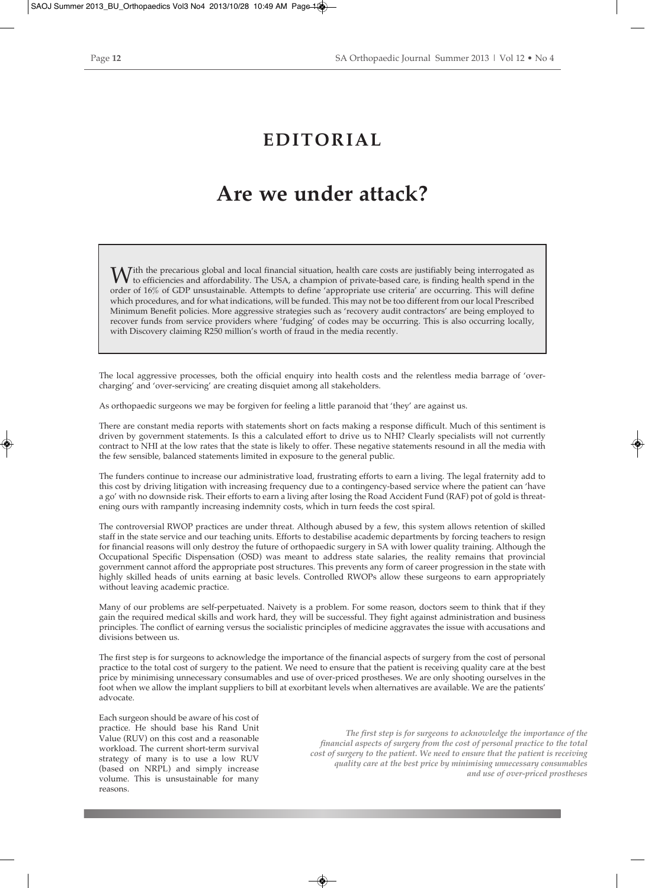# EDITORIAL

## Are we under attack?

With the precarious global and local financial situation, health care costs are justifiably being interrogated as to efficiencies and affordability. The USA, a champion of private-based care, is finding health spend in the order of 16% of GDP unsustainable. Attempts to define 'appropriate use criteria' are occurring. This will define which procedures, and for what indications, will be funded. This may not be too different from our local Prescribed Minimum Benefit policies. More aggressive strategies such as 'recovery audit contractors' are being employed to recover funds from service providers where 'fudging' of codes may be occurring. This is also occurring locally, with Discovery claiming R250 million's worth of fraud in the media recently.

The local aggressive processes, both the official enquiry into health costs and the relentless media barrage of 'over-charging' and 'over-servicing' are creating disquiet among all stakeholders.

As orthopaedic surgeons we may be forgiven for feeling a little paranoid that 'they' are against us.

There are constant media reports with statements short on facts making a response difficult. Much of this sentiment is driven by government statements. Is this a calculated effort to drive us to NHI? Clearly specialists will not currently contract to NHI at the low rates that the state is likely to offer. These negative statements resound in all the media with the few sensible, balanced statements limited in exposure to the general public.

The funders continue to increase our administrative load, frustrating efforts to earn a living. The legal fraternity add to this cost by driving litigation with increasing frequency due to a contingency-based service where the patient can 'have a go' with no downside risk. Their efforts to earn a living after losing the Road Accident Fund (RAF) pot of gold is threatening ours with rampantly increasing indemnity costs, which in turn feeds the cost spiral.

The controversial RWOP practices are under threat. Although abused by a few, this system allows retention of skilled staff in the state service and our teaching units. Efforts to destabilise academic departments by forcing teachers to resign for financial reasons will only destroy the future of orthopaedic surgery in SA with lower quality training. Although the Occupational Specific Dispensation (OSD) was meant to address state salaries, the reality remains that provincial government cannot afford the appropriate post structures. This prevents any form of career progression in the state with highly skilled heads of units earning at basic levels. Controlled RWOPs allow these surgeons to earn appropriately without leaving academic practice.

Many of our problems are self-perpetuated. Naivety is a problem. For some reason, doctors seem to think that if they gain the required medical skills and work hard, they will be successful. They fight against administration and business principles. The conflict of earning versus the socialistic principles of medicine aggravates the issue with accusations and divisions between us.

The first step is for surgeons to acknowledge the importance of the financial aspects of surgery from the cost of personal practice to the total cost of surgery to the patient. We need to ensure that the patient is receiving quality care at the best price by minimising unnecessary consumables and use of over-priced prostheses. We are only shooting ourselves in the foot when we allow the implant suppliers to bill at exorbitant levels when alternatives are available. We are the patients' advocate.

Each surgeon should be aware of his cost of practice. He should base his Rand Unit Value (RUV) on this cost and a reasonable workload. The current short-term survival strategy of many is to use a low RUV (based on NRPL) and simply increase volume. This is unsustainable for many reasons.

*The first step is for surgeons to acknowledge the importance of the financial aspects of surgery from the cost of personal practice to the total cost of surgery to the patient. We need to ensure that the patient is receiving quality care at the best price by minimising unnecessary consumables and use of over-priced prostheses*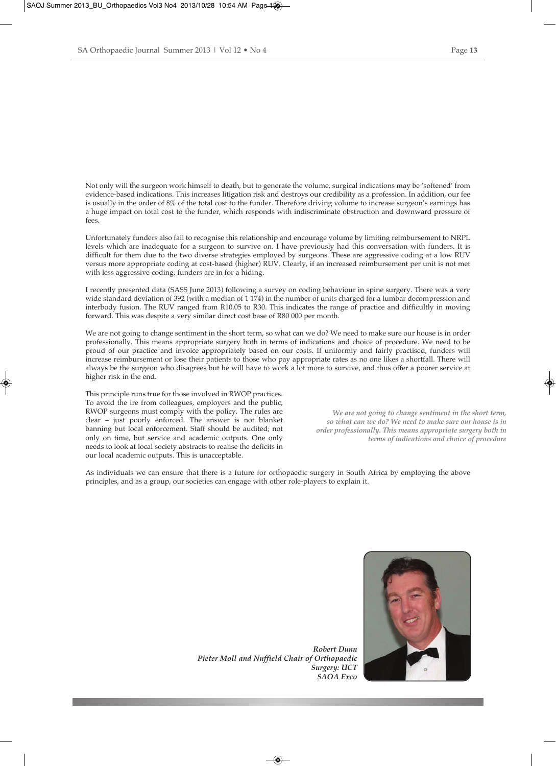Not only will the surgeon work himself to death, but to generate the volume, surgical indications may be 'softened' from evidence-based indications. This increases litigation risk and destroys our credibility as a profession. In addition, our fee is usually in the order of 8% of the total cost to the funder. Therefore driving volume to increase surgeon's earnings has a huge impact on total cost to the funder, which responds with indiscriminate obstruction and downward pressure of fees.

Unfortunately funders also fail to recognise this relationship and encourage volume by limiting reimbursement to NRPL levels which are inadequate for a surgeon to survive on. I have previously had this conversation with funders. It is difficult for them due to the two diverse strategies employed by surgeons. These are aggressive coding at a low RUV versus more appropriate coding at cost-based (higher) RUV. Clearly, if an increased reimbursement per unit is not met with less aggressive coding, funders are in for a hiding.

I recently presented data (SASS June 2013) following a survey on coding behaviour in spine surgery. There was a very wide standard deviation of 392 (with a median of 1 174) in the number of units charged for a lumbar decompression and interbody fusion. The RUV ranged from R10.05 to R30. This indicates the range of practice and difficultly in moving forward. This was despite a very similar direct cost base of R80 000 per month.

We are not going to change sentiment in the short term, so what can we do? We need to make sure our house is in order professionally. This means appropriate surgery both in terms of indications and choice of procedure. We need to be proud of our practice and invoice appropriately based on our costs. If uniformly and fairly practised, funders will increase reimbursement or lose their patients to those who pay appropriate rates as no one likes a shortfall. There will always be the surgeon who disagrees but he will have to work a lot more to survive, and thus offer a poorer service at higher risk in the end.

This principle runs true for those involved in RWOP practices. To avoid the ire from colleagues, employers and the public, RWOP surgeons must comply with the policy. The rules are clear – just poorly enforced. The answer is not blanket banning but local enforcement. Staff should be audited; not only on time, but service and academic outputs. One only needs to look at local society abstracts to realise the deficits in our local academic outputs. This is unacceptable.

*We are not going to change sentiment in the short term, so what can we do? We need to make sure our house is in order professionally. This means appropriate surgery both in terms of indications and choice of procedure*

As individuals we can ensure that there is a future for orthopaedic surgery in South Africa by employing the above principles, and as a group, our societies can engage with other role-players to explain it.

***Robert Dunn***
***Pieter Moll and Nuffield Chair of Orthopaedic Surgery: UCT***
***SAOA Exco***